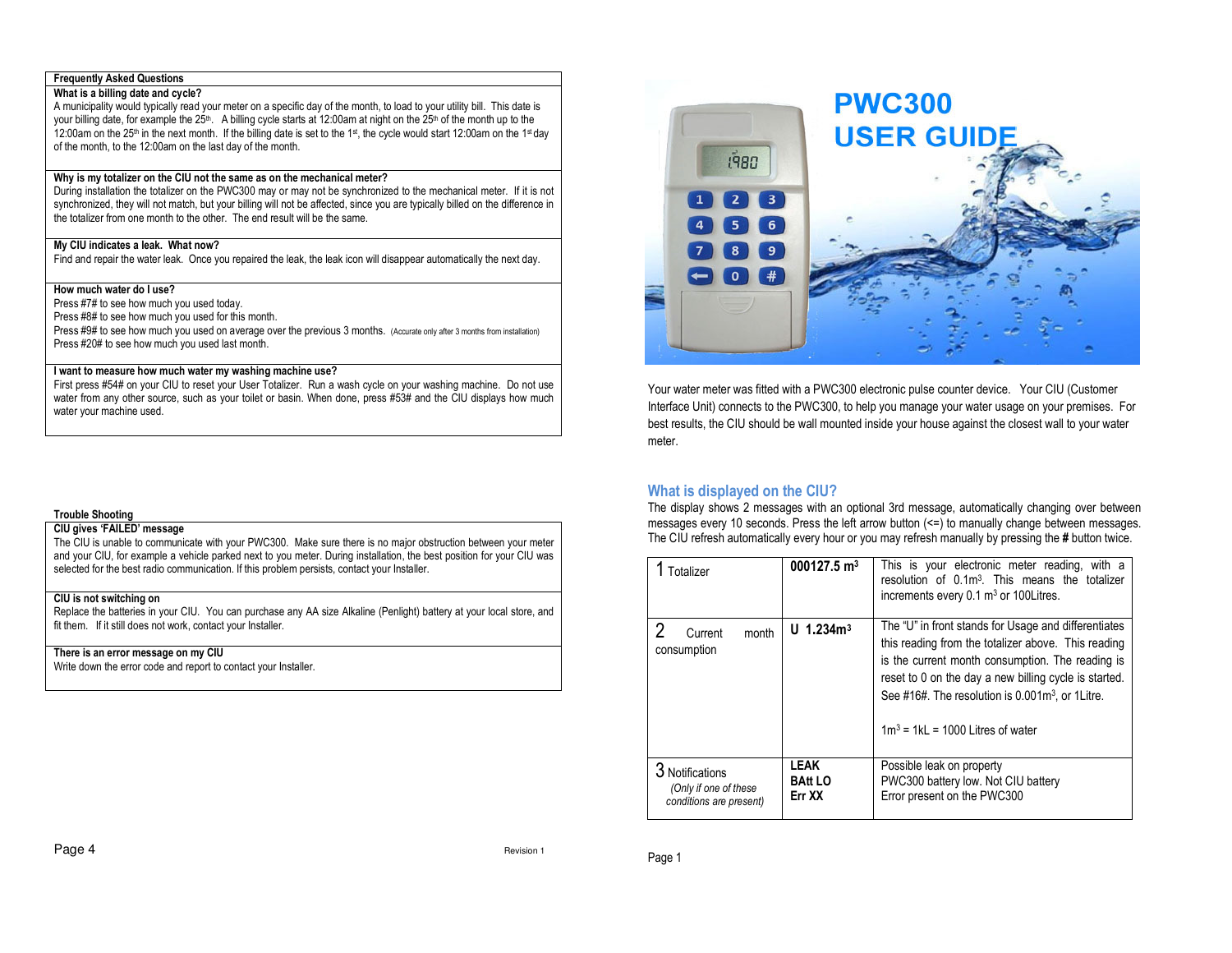## Frequently Asked Questions

**What is a billing date and cycle?**

A municipality would typically read your meter on a specific day of the month, to load to your utility bill. This date is your billing date, for example the 25th. A billing cycle starts at 12:00am at night on the 25th of the month up to the 12:00am on the 25th in the next month. If the billing date is set to the 1st, the cycle would start 12:00am on the 1st day of the month, to the 12:00am on the last day of the month.

**Why is my totalizer on the CIU not the same as on the mechanical meter?**

During installation the totalizer on the PWC300 may or may not be synchronized to the mechanical meter. If it is not synchronized, they will not match, but your billing will not be affected, since you are typically billed on the difference in the totalizer from one month to the other. The end result will be the same.

**My CIU indicates a leak. What now?**

Find and repair the water leak. Once you repaired the leak, the leak icon will disappear automatically the next day.

**How much water do I use?**

Press #7# to see how much you used today.
Press #8# to see how much you used for this month.
Press #9# to see how much you used on average over the previous 3 months. (Accurate only after 3 months from installation)
Press #20# to see how much you used last month.

**I want to measure how much water my washing machine use?**

First press #54# on your CIU to reset your User Totalizer. Run a wash cycle on your washing machine. Do not use water from any other source, such as your toilet or basin. When done, press #53# and the CIU displays how much water your machine used.

## Trouble Shooting

**CIU gives 'FAILED' message**

The CIU is unable to communicate with your PWC300. Make sure there is no major obstruction between your meter and your CIU, for example a vehicle parked next to you meter. During installation, the best position for your CIU was selected for the best radio communication. If this problem persists, contact your Installer.

**CIU is not switching on**

Replace the batteries in your CIU. You can purchase any AA size Alkaline (Penlight) battery at your local store, and fit them. If it still does not work, contact your Installer.

**There is an error message on my CIU**

Write down the error code and report to contact your Installer.

Revision 1

# PWC300 USER GUIDE

Your water meter was fitted with a PWC300 electronic pulse counter device. Your CIU (Customer Interface Unit) connects to the PWC300, to help you manage your water usage on your premises. For best results, the CIU should be wall mounted inside your house against the closest wall to your water meter.

## What is displayed on the CIU?

The display shows 2 messages with an optional 3rd message, automatically changing over between messages every 10 seconds. Press the left arrow button (<=) to manually change between messages. The CIU refresh automatically every hour or you may refresh manually by pressing the **#** button twice.

| | | |
|---|---|---|
| 1 Totalizer | **000127.5 m$^3$** | This is your electronic meter reading, with a resolution of 0.1m$^3$. This means the totalizer increments every 0.1 m$^3$ or 100Litres. |
| 2 Current month consumption | **U 1.234m$^3$** | The "U" in front stands for Usage and differentiates this reading from the totalizer above. This reading is the current month consumption. The reading is reset to 0 on the day a new billing cycle is started. See #16#. The resolution is 0.001m$^3$, or 1Litre.<br><br>1m$^3$ = 1kL = 1000 Litres of water |
| 3 Notifications *(Only if one of these conditions are present)* | **LEAK**<br>**BAtt LO**<br>**Err XX** | Possible leak on property<br>PWC300 battery low. Not CIU battery<br>Error present on the PWC300 |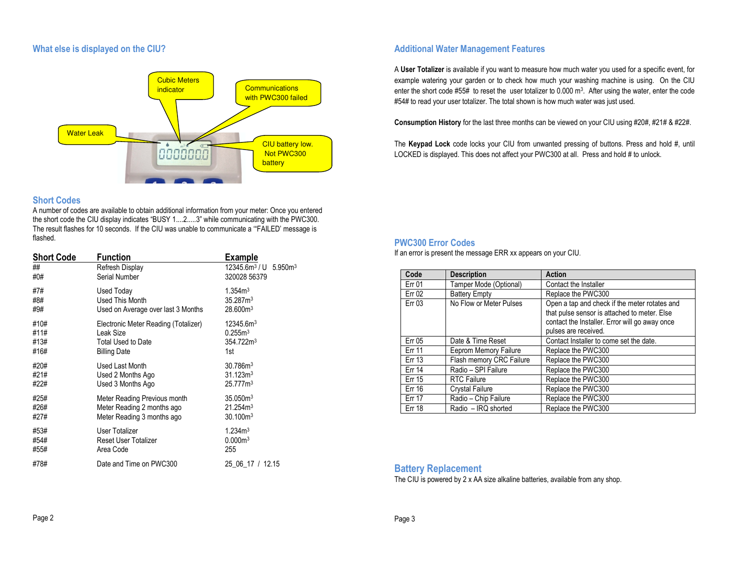## What else is displayed on the CIU?

Cubic Meters indicator

Communications with PWC300 failed

Water Leak

CIU battery low. Not PWC300 battery

## Short Codes

A number of codes are available to obtain additional information from your meter: Once you entered the short code the CIU display indicates "BUSY 1....2.....3" while communicating with the PWC300. The result flashes for 10 seconds. If the CIU was unable to communicate a '"FAILED' message is flashed.

| Short Code | Function | Example |
|---|---|---|
| ## | Refresh Display | 12345.6m$^3$ / U 5.950m$^3$ |
| #0# | Serial Number | 320028 56379 |
| #7# | Used Today | 1.354m$^3$ |
| #8# | Used This Month | 35.287m$^3$ |
| #9# | Used on Average over last 3 Months | 28.600m$^3$ |
| #10# | Electronic Meter Reading (Totalizer) | 12345.6m$^3$ |
| #11# | Leak Size | 0.255m$^3$ |
| #13# | Total Used to Date | 354.722m$^3$ |
| #16# | Billing Date | 1st |
| #20# | Used Last Month | 30.786m$^3$ |
| #21# | Used 2 Months Ago | 31.123m$^3$ |
| #22# | Used 3 Months Ago | 25.777m$^3$ |
| #25# | Meter Reading Previous month | 35.050m$^3$ |
| #26# | Meter Reading 2 months ago | 21.254m$^3$ |
| #27# | Meter Reading 3 months ago | 30.100m$^3$ |
| #53# | User Totalizer | 1.234m$^3$ |
| #54# | Reset User Totalizer | 0.000m$^3$ |
| #55# | Area Code | 255 |
| #78# | Date and Time on PWC300 | 25_06_17 / 12.15 |

## Additional Water Management Features

A **User Totalizer** is available if you want to measure how much water you used for a specific event, for example watering your garden or to check how much your washing machine is using. On the CIU enter the short code #55# to reset the user totalizer to 0.000 m$^3$. After using the water, enter the code #54# to read your user totalizer. The total shown is how much water was just used.

**Consumption History** for the last three months can be viewed on your CIU using #20#, #21# & #22#.

The **Keypad Lock** code locks your CIU from unwanted pressing of buttons. Press and hold #, until LOCKED is displayed. This does not affect your PWC300 at all. Press and hold # to unlock.

## PWC300 Error Codes

If an error is present the message ERR xx appears on your CIU.

| Code | Description | Action |
|---|---|---|
| Err 01 | Tamper Mode (Optional) | Contact the Installer |
| Err 02 | Battery Empty | Replace the PWC300 |
| Err 03 | No Flow or Meter Pulses | Open a tap and check if the meter rotates and that pulse sensor is attached to meter. Else contact the Installer. Error will go away once pulses are received. |
| Err 05 | Date & Time Reset | Contact Installer to come set the date. |
| Err 11 | Eeprom Memory Failure | Replace the PWC300 |
| Err 13 | Flash memory CRC Failure | Replace the PWC300 |
| Err 14 | Radio – SPI Failure | Replace the PWC300 |
| Err 15 | RTC Failure | Replace the PWC300 |
| Err 16 | Crystal Failure | Replace the PWC300 |
| Err 17 | Radio – Chip Failure | Replace the PWC300 |
| Err 18 | Radio – IRQ shorted | Replace the PWC300 |

## Battery Replacement

The CIU is powered by 2 x AA size alkaline batteries, available from any shop.